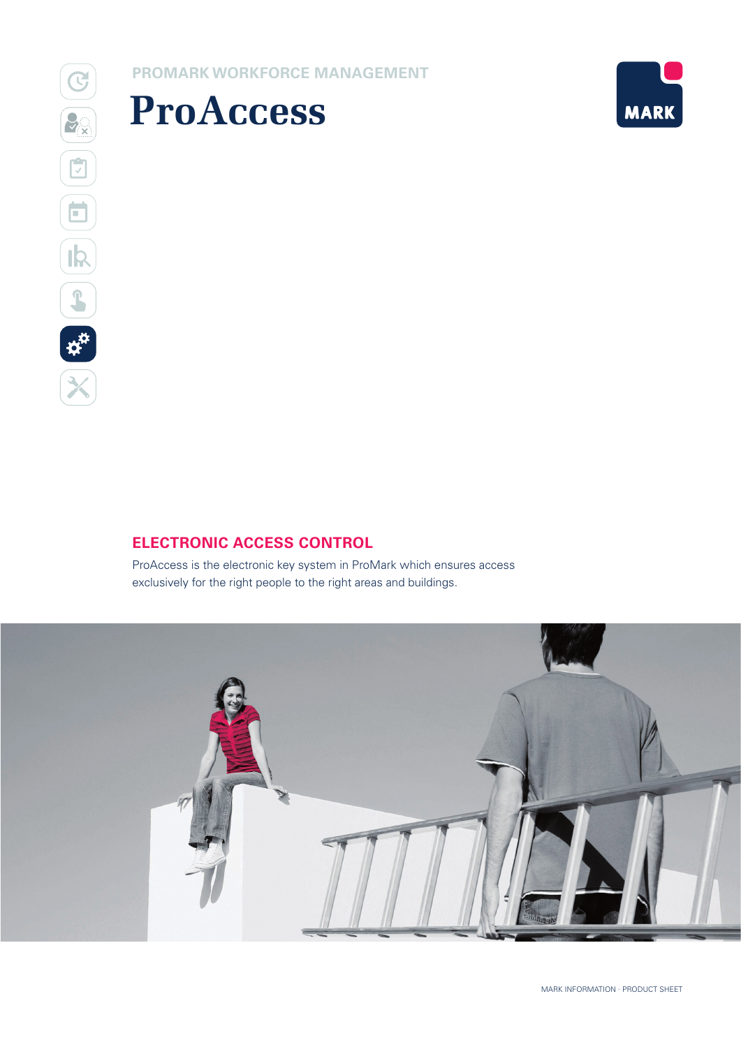PROMARK WORKFORCE MANAGEMENT

# ProAccess

MARK

## ELECTRONIC ACCESS CONTROL

ProAccess is the electronic key system in ProMark which ensures access exclusively for the right people to the right areas and buildings.

MARK INFORMATION · PRODUCT SHEET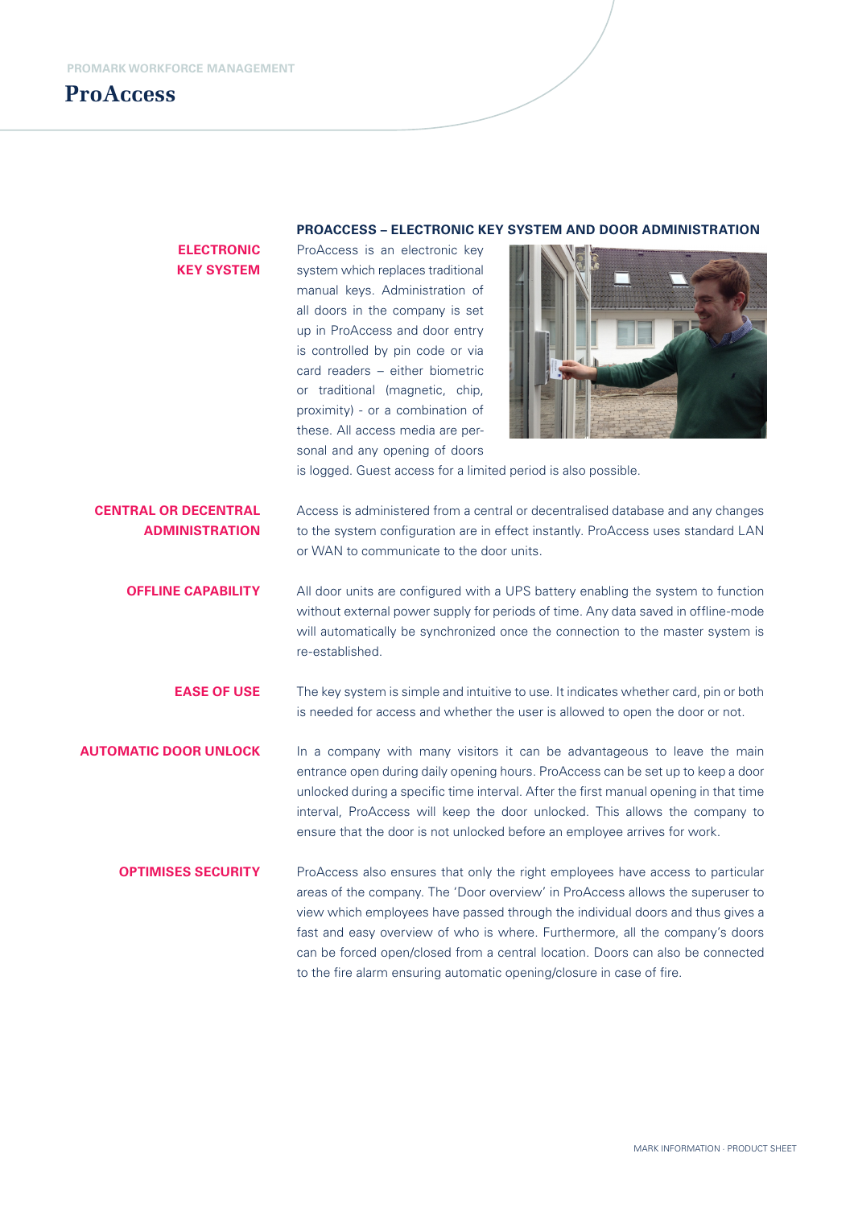PROMARK WORKFORCE MANAGEMENT

# ProAccess

## PROACCESS – ELECTRONIC KEY SYSTEM AND DOOR ADMINISTRATION

### ELECTRONIC KEY SYSTEM

ProAccess is an electronic key system which replaces traditional manual keys. Administration of all doors in the company is set up in ProAccess and door entry is controlled by pin code or via card readers – either biometric or traditional (magnetic, chip, proximity) - or a combination of these. All access media are personal and any opening of doors is logged. Guest access for a limited period is also possible.

### CENTRAL OR DECENTRAL ADMINISTRATION

Access is administered from a central or decentralised database and any changes to the system configuration are in effect instantly. ProAccess uses standard LAN or WAN to communicate to the door units.

### OFFLINE CAPABILITY

All door units are configured with a UPS battery enabling the system to function without external power supply for periods of time. Any data saved in offline-mode will automatically be synchronized once the connection to the master system is re-established.

### EASE OF USE

The key system is simple and intuitive to use. It indicates whether card, pin or both is needed for access and whether the user is allowed to open the door or not.

### AUTOMATIC DOOR UNLOCK

In a company with many visitors it can be advantageous to leave the main entrance open during daily opening hours. ProAccess can be set up to keep a door unlocked during a specific time interval. After the first manual opening in that time interval, ProAccess will keep the door unlocked. This allows the company to ensure that the door is not unlocked before an employee arrives for work.

### OPTIMISES SECURITY

ProAccess also ensures that only the right employees have access to particular areas of the company. The 'Door overview' in ProAccess allows the superuser to view which employees have passed through the individual doors and thus gives a fast and easy overview of who is where. Furthermore, all the company's doors can be forced open/closed from a central location. Doors can also be connected to the fire alarm ensuring automatic opening/closure in case of fire.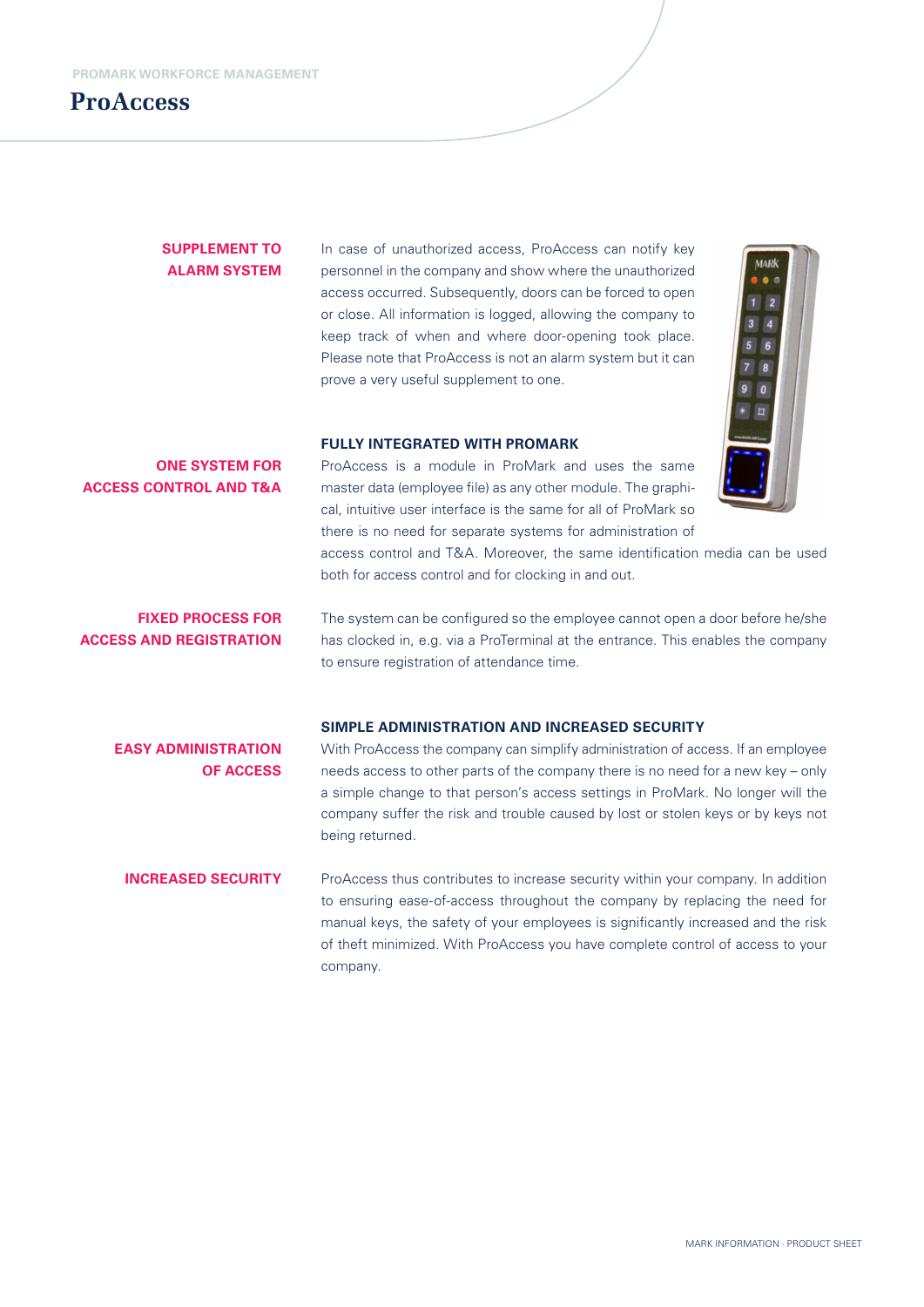PROMARK WORKFORCE MANAGEMENT

# ProAccess

**SUPPLEMENT TO ALARM SYSTEM**

In case of unauthorized access, ProAccess can notify key personnel in the company and show where the unauthorized access occurred. Subsequently, doors can be forced to open or close. All information is logged, allowing the company to keep track of when and where door-opening took place. Please note that ProAccess is not an alarm system but it can prove a very useful supplement to one.

## FULLY INTEGRATED WITH PROMARK

**ONE SYSTEM FOR ACCESS CONTROL AND T&A**

ProAccess is a module in ProMark and uses the same master data (employee file) as any other module. The graphical, intuitive user interface is the same for all of ProMark so there is no need for separate systems for administration of access control and T&A. Moreover, the same identification media can be used both for access control and for clocking in and out.

**FIXED PROCESS FOR ACCESS AND REGISTRATION**

The system can be configured so the employee cannot open a door before he/she has clocked in, e.g. via a ProTerminal at the entrance. This enables the company to ensure registration of attendance time.

## SIMPLE ADMINISTRATION AND INCREASED SECURITY

**EASY ADMINISTRATION OF ACCESS**

With ProAccess the company can simplify administration of access. If an employee needs access to other parts of the company there is no need for a new key – only a simple change to that person's access settings in ProMark. No longer will the company suffer the risk and trouble caused by lost or stolen keys or by keys not being returned.

**INCREASED SECURITY**

ProAccess thus contributes to increase security within your company. In addition to ensuring ease-of-access throughout the company by replacing the need for manual keys, the safety of your employees is significantly increased and the risk of theft minimized. With ProAccess you have complete control of access to your company.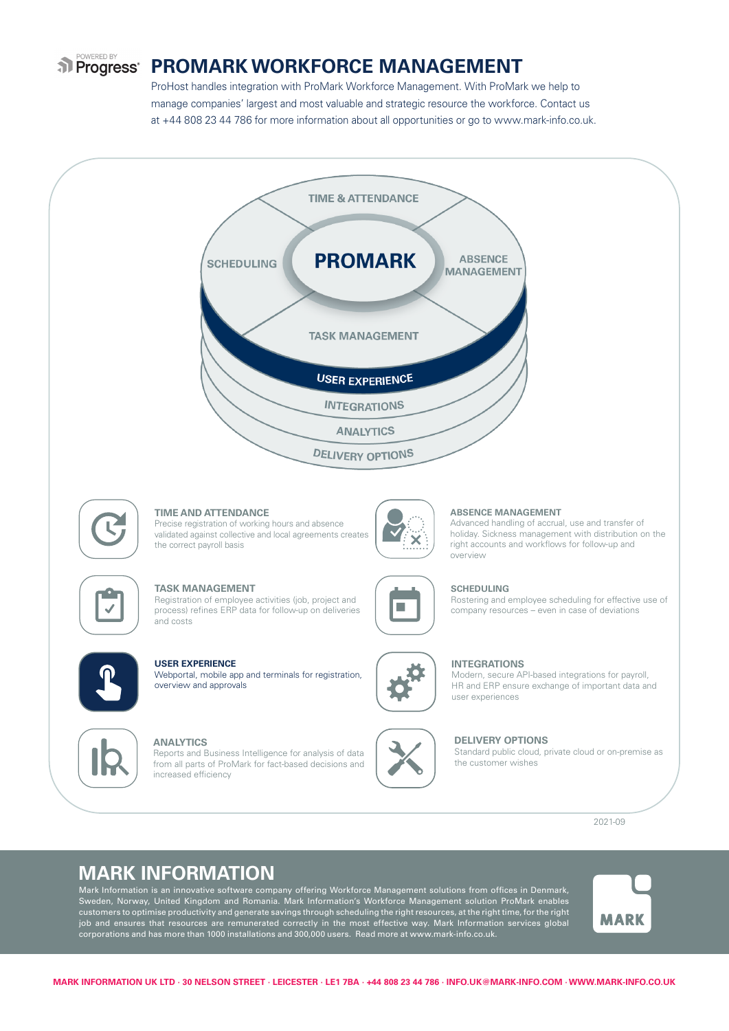POWERED BY Progress

# PROMARK WORKFORCE MANAGEMENT

ProHost handles integration with ProMark Workforce Management. With ProMark we help to manage companies' largest and most valuable and strategic resource the workforce. Contact us at +44 808 23 44 786 for more information about all opportunities or go to www.mark-info.co.uk.

TIME & ATTENDANCE
SCHEDULING
PROMARK
ABSENCE MANAGEMENT
TASK MANAGEMENT
USER EXPERIENCE
INTEGRATIONS
ANALYTICS
DELIVERY OPTIONS

### TIME AND ATTENDANCE

Precise registration of working hours and absence validated against collective and local agreements creates the correct payroll basis

### ABSENCE MANAGEMENT

Advanced handling of accrual, use and transfer of holiday. Sickness management with distribution on the right accounts and workflows for follow-up and overview

### TASK MANAGEMENT

Registration of employee activities (job, project and process) refines ERP data for follow-up on deliveries and costs

### SCHEDULING

Rostering and employee scheduling for effective use of company resources – even in case of deviations

### USER EXPERIENCE

Webportal, mobile app and terminals for registration, overview and approvals

### INTEGRATIONS

Modern, secure API-based integrations for payroll, HR and ERP ensure exchange of important data and user experiences

### ANALYTICS

Reports and Business Intelligence for analysis of data from all parts of ProMark for fact-based decisions and increased efficiency

### DELIVERY OPTIONS

Standard public cloud, private cloud or on-premise as the customer wishes

2021-09

## MARK INFORMATION

Mark Information is an innovative software company offering Workforce Management solutions from offices in Denmark, Sweden, Norway, United Kingdom and Romania. Mark Information's Workforce Management solution ProMark enables customers to optimise productivity and generate savings through scheduling the right resources, at the right time, for the right job and ensures that resources are remunerated correctly in the most effective way. Mark Information services global corporations and has more than 1000 installations and 300,000 users. Read more at www.mark-info.co.uk.

MARK

MARK INFORMATION UK LTD · 30 NELSON STREET · LEICESTER · LE1 7BA · +44 808 23 44 786 · INFO.UK@MARK-INFO.COM · WWW.MARK-INFO.CO.UK